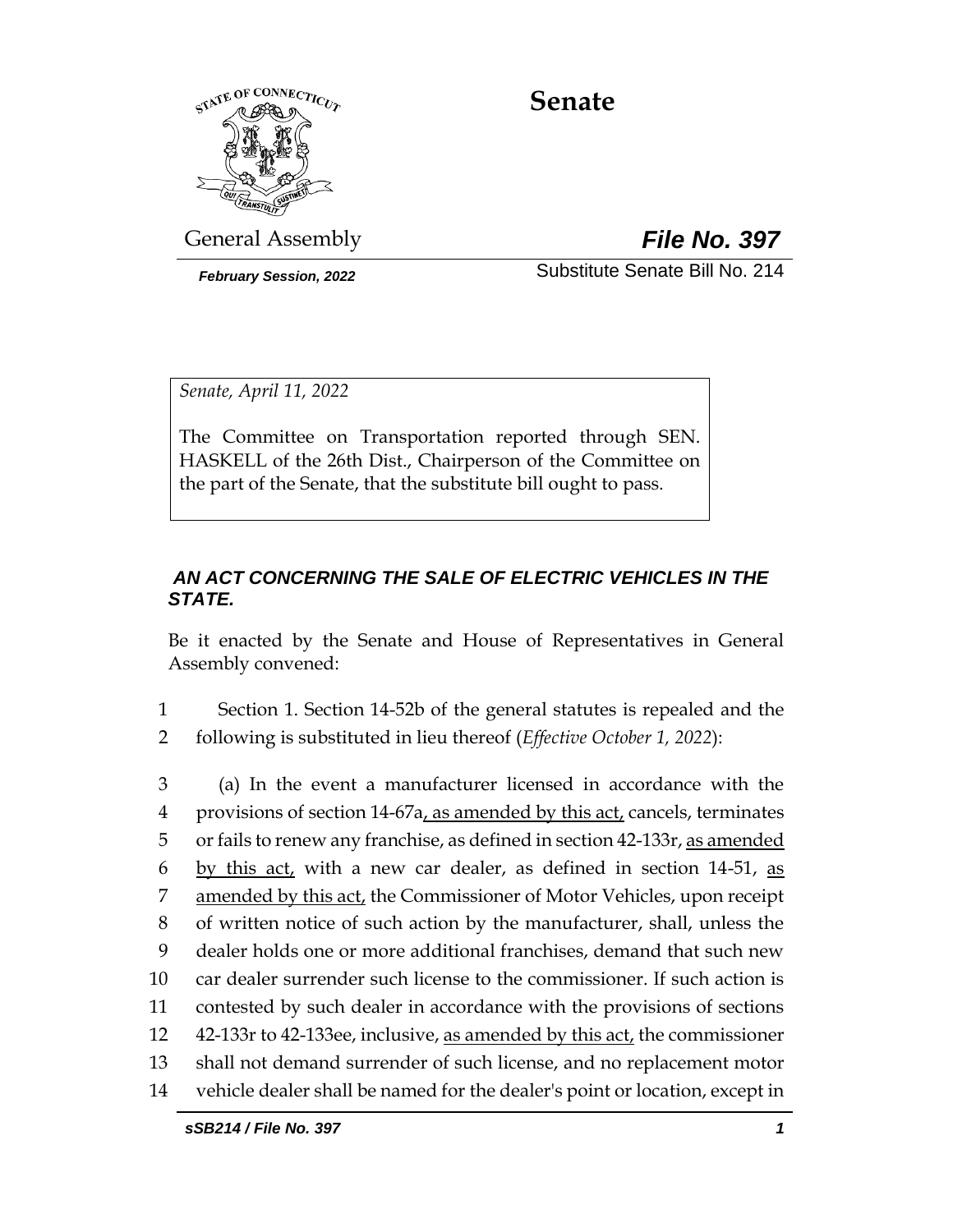# Senate

General Assembly **File No. 397**

*February Session, 2022* Substitute Senate Bill No. 214

*Senate, April 11, 2022*

The Committee on Transportation reported through SEN. HASKELL of the 26th Dist., Chairperson of the Committee on the part of the Senate, that the substitute bill ought to pass.

## *AN ACT CONCERNING THE SALE OF ELECTRIC VEHICLES IN THE STATE.*

Be it enacted by the Senate and House of Representatives in General Assembly convened:

1 Section 1. Section 14-52b of the general statutes is repealed and the
2 following is substituted in lieu thereof (*Effective October 1, 2022*):

3 (a) In the event a manufacturer licensed in accordance with the
4 provisions of section 14-67a, as amended by this act, cancels, terminates
5 or fails to renew any franchise, as defined in section 42-133r, as amended
6 by this act, with a new car dealer, as defined in section 14-51, as
7 amended by this act, the Commissioner of Motor Vehicles, upon receipt
8 of written notice of such action by the manufacturer, shall, unless the
9 dealer holds one or more additional franchises, demand that such new
10 car dealer surrender such license to the commissioner. If such action is
11 contested by such dealer in accordance with the provisions of sections
12 42-133r to 42-133ee, inclusive, as amended by this act, the commissioner
13 shall not demand surrender of such license, and no replacement motor
14 vehicle dealer shall be named for the dealer's point or location, except in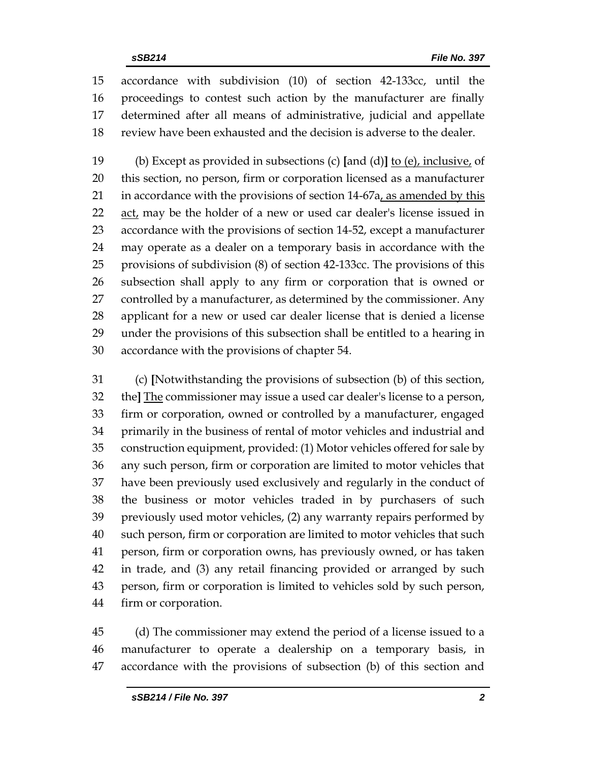accordance with subdivision (10) of section 42-133cc, until the proceedings to contest such action by the manufacturer are finally determined after all means of administrative, judicial and appellate review have been exhausted and the decision is adverse to the dealer.

(b) Except as provided in subsections (c) **[**and (d)**]** <u>to (e), inclusive,</u> of this section, no person, firm or corporation licensed as a manufacturer in accordance with the provisions of section 14-67a<u>, as amended by this act,</u> may be the holder of a new or used car dealer's license issued in accordance with the provisions of section 14-52, except a manufacturer may operate as a dealer on a temporary basis in accordance with the provisions of subdivision (8) of section 42-133cc. The provisions of this subsection shall apply to any firm or corporation that is owned or controlled by a manufacturer, as determined by the commissioner. Any applicant for a new or used car dealer license that is denied a license under the provisions of this subsection shall be entitled to a hearing in accordance with the provisions of chapter 54.

(c) **[**Notwithstanding the provisions of subsection (b) of this section, the**]** <u>The</u> commissioner may issue a used car dealer's license to a person, firm or corporation, owned or controlled by a manufacturer, engaged primarily in the business of rental of motor vehicles and industrial and construction equipment, provided: (1) Motor vehicles offered for sale by any such person, firm or corporation are limited to motor vehicles that have been previously used exclusively and regularly in the conduct of the business or motor vehicles traded in by purchasers of such previously used motor vehicles, (2) any warranty repairs performed by such person, firm or corporation are limited to motor vehicles that such person, firm or corporation owns, has previously owned, or has taken in trade, and (3) any retail financing provided or arranged by such person, firm or corporation is limited to vehicles sold by such person, firm or corporation.

(d) The commissioner may extend the period of a license issued to a manufacturer to operate a dealership on a temporary basis, in accordance with the provisions of subsection (b) of this section and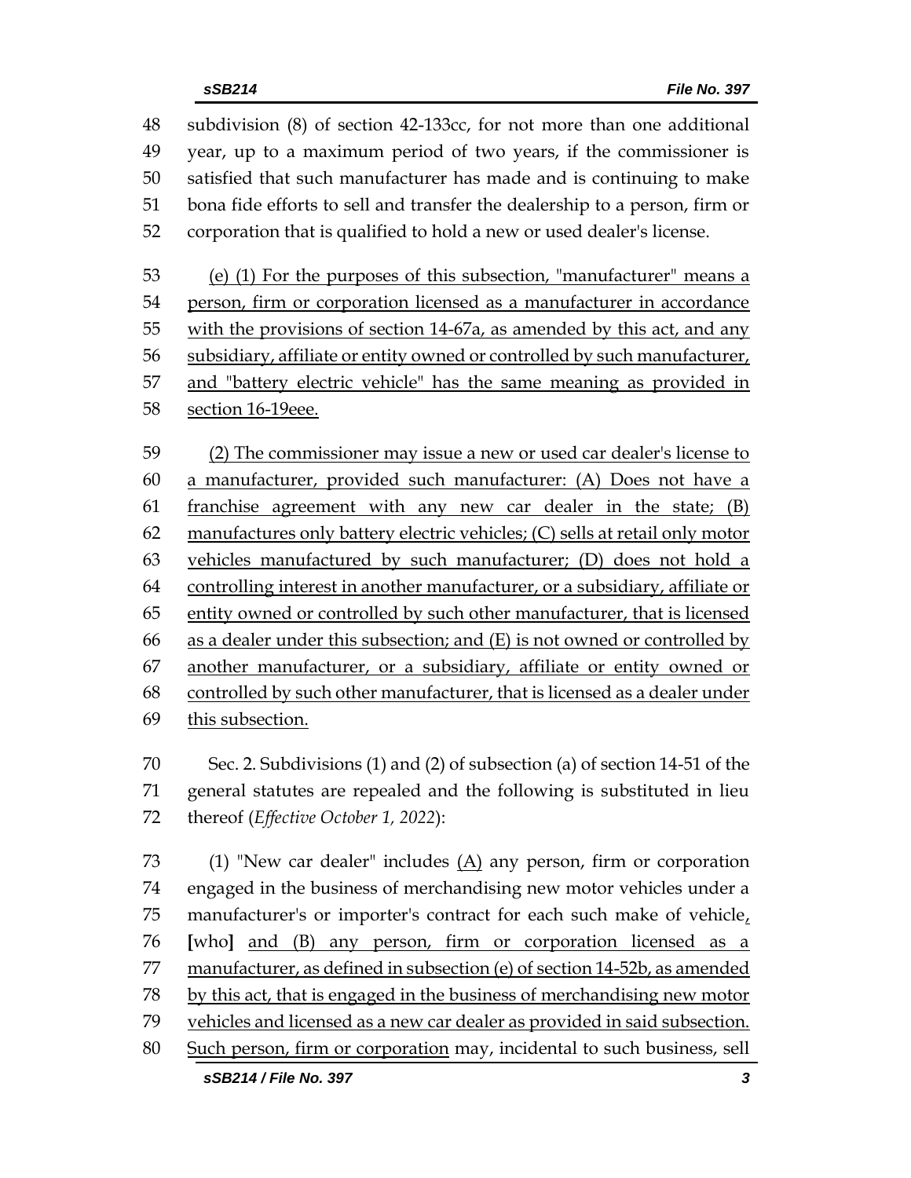48 subdivision (8) of section 42-133cc, for not more than one additional
49 year, up to a maximum period of two years, if the commissioner is
50 satisfied that such manufacturer has made and is continuing to make
51 bona fide efforts to sell and transfer the dealership to a person, firm or
52 corporation that is qualified to hold a new or used dealer's license.

53 <u>(e) (1) For the purposes of this subsection, "manufacturer" means a</u>
54 <u>person, firm or corporation licensed as a manufacturer in accordance</u>
55 <u>with the provisions of section 14-67a, as amended by this act, and any</u>
56 <u>subsidiary, affiliate or entity owned or controlled by such manufacturer,</u>
57 <u>and "battery electric vehicle" has the same meaning as provided in</u>
58 <u>section 16-19eee.</u>

59 <u>(2) The commissioner may issue a new or used car dealer's license to</u>
60 <u>a manufacturer, provided such manufacturer: (A) Does not have a</u>
61 <u>franchise agreement with any new car dealer in the state; (B)</u>
62 <u>manufactures only battery electric vehicles; (C) sells at retail only motor</u>
63 <u>vehicles manufactured by such manufacturer; (D) does not hold a</u>
64 <u>controlling interest in another manufacturer, or a subsidiary, affiliate or</u>
65 <u>entity owned or controlled by such other manufacturer, that is licensed</u>
66 <u>as a dealer under this subsection; and (E) is not owned or controlled by</u>
67 <u>another manufacturer, or a subsidiary, affiliate or entity owned or</u>
68 <u>controlled by such other manufacturer, that is licensed as a dealer under</u>
69 <u>this subsection.</u>

70 Sec. 2. Subdivisions (1) and (2) of subsection (a) of section 14-51 of the
71 general statutes are repealed and the following is substituted in lieu
72 thereof (*Effective October 1, 2022*):

73 (1) "New car dealer" includes <u>(A)</u> any person, firm or corporation
74 engaged in the business of merchandising new motor vehicles under a
75 manufacturer's or importer's contract for each such make of vehicle<u>,</u>
76 [who] <u>and (B) any person, firm or corporation licensed as a</u>
77 <u>manufacturer, as defined in subsection (e) of section 14-52b, as amended</u>
78 <u>by this act, that is engaged in the business of merchandising new motor</u>
79 <u>vehicles and licensed as a new car dealer as provided in said subsection.</u>
80 <u>Such person, firm or corporation</u> may, incidental to such business, sell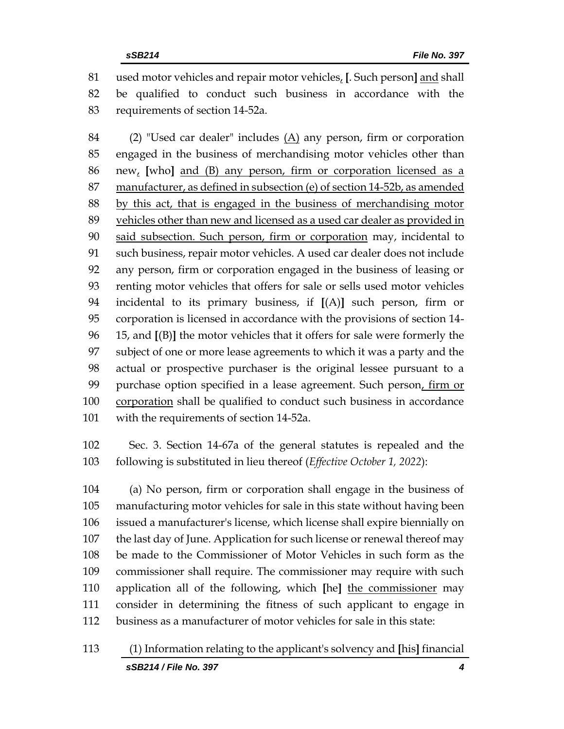81 used motor vehicles and repair motor vehicles, [. Such person] and shall
82 be qualified to conduct such business in accordance with the
83 requirements of section 14-52a.

84 (2) "Used car dealer" includes (A) any person, firm or corporation
85 engaged in the business of merchandising motor vehicles other than
86 new, [who] and (B) any person, firm or corporation licensed as a
87 manufacturer, as defined in subsection (e) of section 14-52b, as amended
88 by this act, that is engaged in the business of merchandising motor
89 vehicles other than new and licensed as a used car dealer as provided in
90 said subsection. Such person, firm or corporation may, incidental to
91 such business, repair motor vehicles. A used car dealer does not include
92 any person, firm or corporation engaged in the business of leasing or
93 renting motor vehicles that offers for sale or sells used motor vehicles
94 incidental to its primary business, if [(A)] such person, firm or
95 corporation is licensed in accordance with the provisions of section 14-
96 15, and [(B)] the motor vehicles that it offers for sale were formerly the
97 subject of one or more lease agreements to which it was a party and the
98 actual or prospective purchaser is the original lessee pursuant to a
99 purchase option specified in a lease agreement. Such person, firm or
100 corporation shall be qualified to conduct such business in accordance
101 with the requirements of section 14-52a.

102 Sec. 3. Section 14-67a of the general statutes is repealed and the
103 following is substituted in lieu thereof (*Effective October 1, 2022*):

104 (a) No person, firm or corporation shall engage in the business of
105 manufacturing motor vehicles for sale in this state without having been
106 issued a manufacturer's license, which license shall expire biennially on
107 the last day of June. Application for such license or renewal thereof may
108 be made to the Commissioner of Motor Vehicles in such form as the
109 commissioner shall require. The commissioner may require with such
110 application all of the following, which [he] the commissioner may
111 consider in determining the fitness of such applicant to engage in
112 business as a manufacturer of motor vehicles for sale in this state:

113 (1) Information relating to the applicant's solvency and [his] financial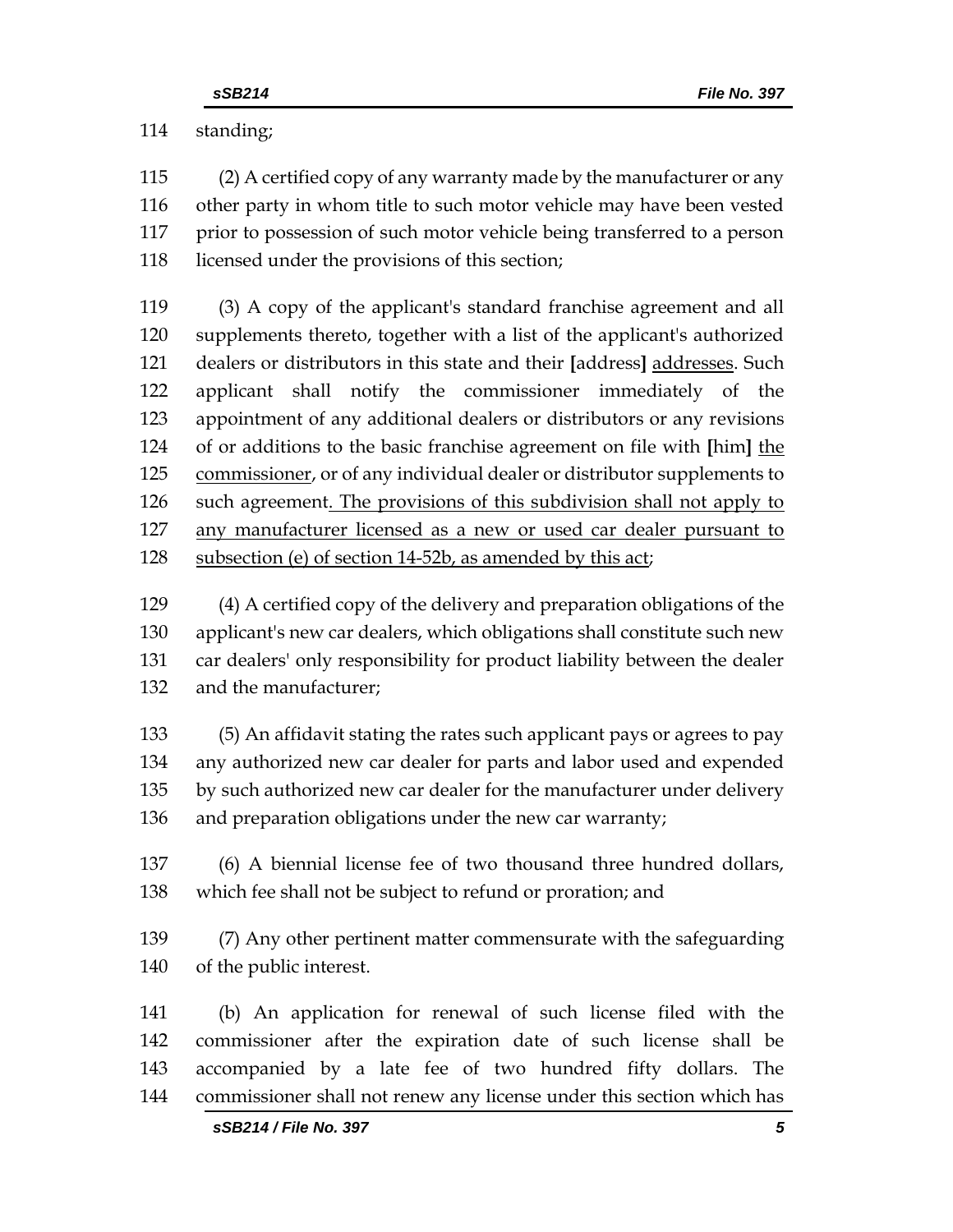114 standing;

115 (2) A certified copy of any warranty made by the manufacturer or any
116 other party in whom title to such motor vehicle may have been vested
117 prior to possession of such motor vehicle being transferred to a person
118 licensed under the provisions of this section;

119 (3) A copy of the applicant's standard franchise agreement and all
120 supplements thereto, together with a list of the applicant's authorized
121 dealers or distributors in this state and their **[**address**]** <u>addresses</u>. Such
122 applicant shall notify the commissioner immediately of the
123 appointment of any additional dealers or distributors or any revisions
124 of or additions to the basic franchise agreement on file with **[**him**]** <u>the</u>
125 <u>commissioner</u>, or of any individual dealer or distributor supplements to
126 such agreement<u>. The provisions of this subdivision shall not apply to</u>
127 <u>any manufacturer licensed as a new or used car dealer pursuant to</u>
128 <u>subsection (e) of section 14-52b, as amended by this act</u>;

129 (4) A certified copy of the delivery and preparation obligations of the
130 applicant's new car dealers, which obligations shall constitute such new
131 car dealers' only responsibility for product liability between the dealer
132 and the manufacturer;

133 (5) An affidavit stating the rates such applicant pays or agrees to pay
134 any authorized new car dealer for parts and labor used and expended
135 by such authorized new car dealer for the manufacturer under delivery
136 and preparation obligations under the new car warranty;

137 (6) A biennial license fee of two thousand three hundred dollars,
138 which fee shall not be subject to refund or proration; and

139 (7) Any other pertinent matter commensurate with the safeguarding
140 of the public interest.

141 (b) An application for renewal of such license filed with the
142 commissioner after the expiration date of such license shall be
143 accompanied by a late fee of two hundred fifty dollars. The
144 commissioner shall not renew any license under this section which has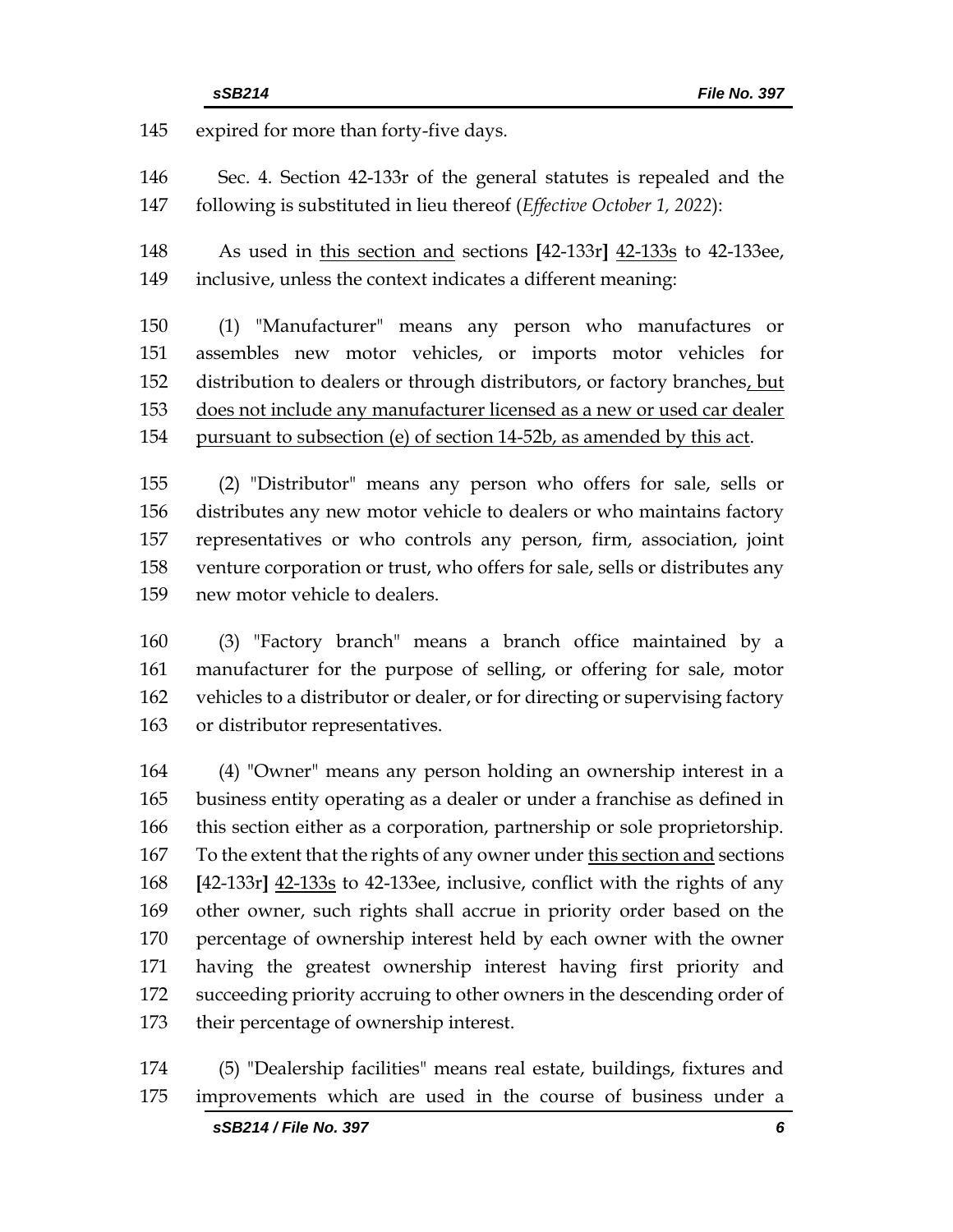145 expired for more than forty-five days.

146 Sec. 4. Section 42-133r of the general statutes is repealed and the
147 following is substituted in lieu thereof (*Effective October 1, 2022*):

148 As used in <u>this section and</u> sections **[**42-133r**]** <u>42-133s</u> to 42-133ee,
149 inclusive, unless the context indicates a different meaning:

150 (1) "Manufacturer" means any person who manufactures or
151 assembles new motor vehicles, or imports motor vehicles for
152 distribution to dealers or through distributors, or factory branches<u>, but</u>
153 <u>does not include any manufacturer licensed as a new or used car dealer</u>
154 <u>pursuant to subsection (e) of section 14-52b, as amended by this act</u>.

155 (2) "Distributor" means any person who offers for sale, sells or
156 distributes any new motor vehicle to dealers or who maintains factory
157 representatives or who controls any person, firm, association, joint
158 venture corporation or trust, who offers for sale, sells or distributes any
159 new motor vehicle to dealers.

160 (3) "Factory branch" means a branch office maintained by a
161 manufacturer for the purpose of selling, or offering for sale, motor
162 vehicles to a distributor or dealer, or for directing or supervising factory
163 or distributor representatives.

164 (4) "Owner" means any person holding an ownership interest in a
165 business entity operating as a dealer or under a franchise as defined in
166 this section either as a corporation, partnership or sole proprietorship.
167 To the extent that the rights of any owner under <u>this section and</u> sections
168 **[**42-133r**]** <u>42-133s</u> to 42-133ee, inclusive, conflict with the rights of any
169 other owner, such rights shall accrue in priority order based on the
170 percentage of ownership interest held by each owner with the owner
171 having the greatest ownership interest having first priority and
172 succeeding priority accruing to other owners in the descending order of
173 their percentage of ownership interest.

174 (5) "Dealership facilities" means real estate, buildings, fixtures and
175 improvements which are used in the course of business under a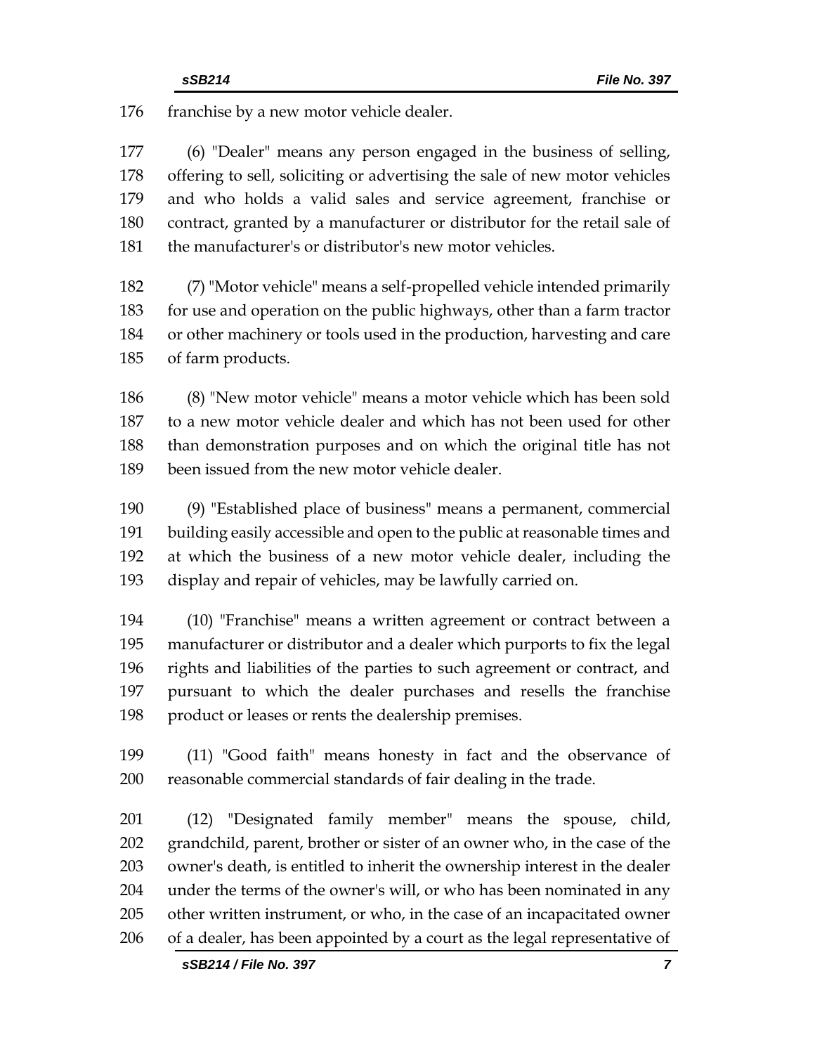franchise by a new motor vehicle dealer.

(6) "Dealer" means any person engaged in the business of selling, offering to sell, soliciting or advertising the sale of new motor vehicles and who holds a valid sales and service agreement, franchise or contract, granted by a manufacturer or distributor for the retail sale of the manufacturer's or distributor's new motor vehicles.

(7) "Motor vehicle" means a self-propelled vehicle intended primarily for use and operation on the public highways, other than a farm tractor or other machinery or tools used in the production, harvesting and care of farm products.

(8) "New motor vehicle" means a motor vehicle which has been sold to a new motor vehicle dealer and which has not been used for other than demonstration purposes and on which the original title has not been issued from the new motor vehicle dealer.

(9) "Established place of business" means a permanent, commercial building easily accessible and open to the public at reasonable times and at which the business of a new motor vehicle dealer, including the display and repair of vehicles, may be lawfully carried on.

(10) "Franchise" means a written agreement or contract between a manufacturer or distributor and a dealer which purports to fix the legal rights and liabilities of the parties to such agreement or contract, and pursuant to which the dealer purchases and resells the franchise product or leases or rents the dealership premises.

(11) "Good faith" means honesty in fact and the observance of reasonable commercial standards of fair dealing in the trade.

(12) "Designated family member" means the spouse, child, grandchild, parent, brother or sister of an owner who, in the case of the owner's death, is entitled to inherit the ownership interest in the dealer under the terms of the owner's will, or who has been nominated in any other written instrument, or who, in the case of an incapacitated owner of a dealer, has been appointed by a court as the legal representative of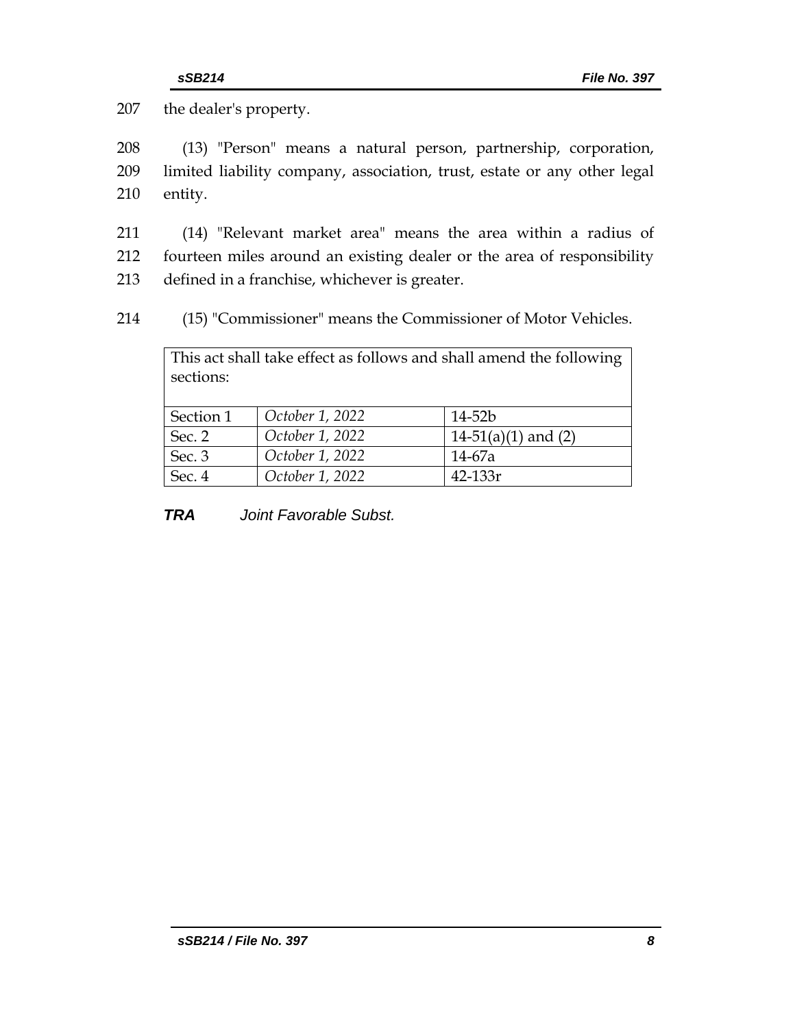207 the dealer's property.

208 (13) "Person" means a natural person, partnership, corporation, 209 limited liability company, association, trust, estate or any other legal 210 entity.

211 (14) "Relevant market area" means the area within a radius of 212 fourteen miles around an existing dealer or the area of responsibility 213 defined in a franchise, whichever is greater.

214 (15) "Commissioner" means the Commissioner of Motor Vehicles.

| This act shall take effect as follows and shall amend the following sections: | | |
|---|---|---|
| Section 1 | *October 1, 2022* | 14-52b |
| Sec. 2 | *October 1, 2022* | 14-51(a)(1) and (2) |
| Sec. 3 | *October 1, 2022* | 14-67a |
| Sec. 4 | *October 1, 2022* | 42-133r |

***TRA*** *Joint Favorable Subst.*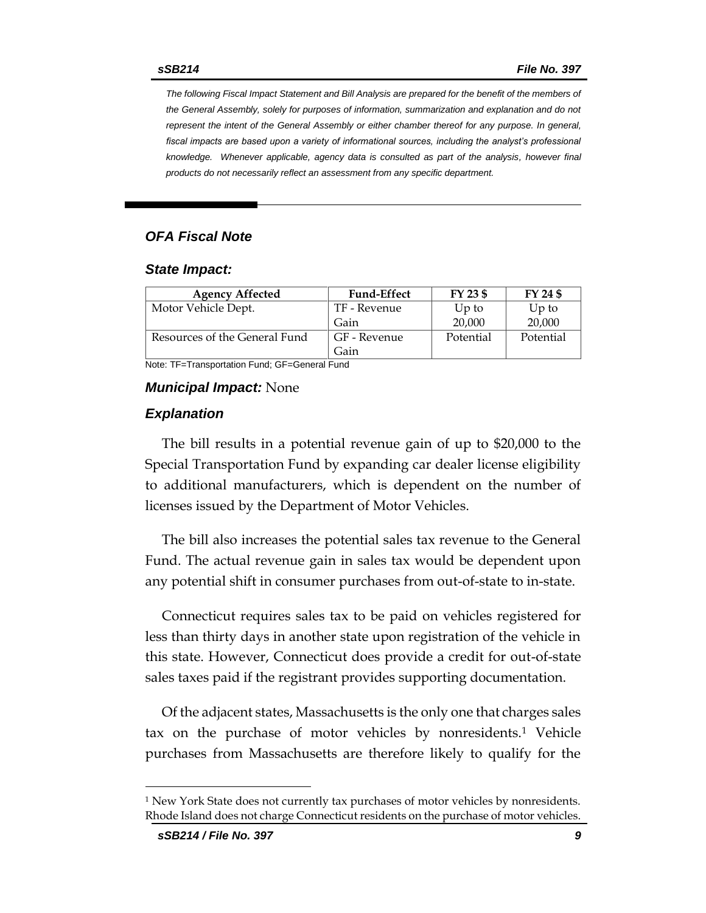*The following Fiscal Impact Statement and Bill Analysis are prepared for the benefit of the members of the General Assembly, solely for purposes of information, summarization and explanation and do not represent the intent of the General Assembly or either chamber thereof for any purpose. In general, fiscal impacts are based upon a variety of informational sources, including the analyst's professional knowledge. Whenever applicable, agency data is consulted as part of the analysis, however final products do not necessarily reflect an assessment from any specific department.*

## *OFA Fiscal Note*

### *State Impact:*

| Agency Affected | Fund-Effect | FY 23 $ | FY 24 $ |
|---|---|---|---|
| Motor Vehicle Dept. | TF - Revenue Gain | Up to 20,000 | Up to 20,000 |
| Resources of the General Fund | GF - Revenue Gain | Potential | Potential |

Note: TF=Transportation Fund; GF=General Fund

***Municipal Impact:*** None

### *Explanation*

The bill results in a potential revenue gain of up to $20,000 to the Special Transportation Fund by expanding car dealer license eligibility to additional manufacturers, which is dependent on the number of licenses issued by the Department of Motor Vehicles.

The bill also increases the potential sales tax revenue to the General Fund. The actual revenue gain in sales tax would be dependent upon any potential shift in consumer purchases from out-of-state to in-state.

Connecticut requires sales tax to be paid on vehicles registered for less than thirty days in another state upon registration of the vehicle in this state. However, Connecticut does provide a credit for out-of-state sales taxes paid if the registrant provides supporting documentation.

Of the adjacent states, Massachusetts is the only one that charges sales tax on the purchase of motor vehicles by nonresidents.[1] Vehicle purchases from Massachusetts are therefore likely to qualify for the

---

[1] New York State does not currently tax purchases of motor vehicles by nonresidents. Rhode Island does not charge Connecticut residents on the purchase of motor vehicles.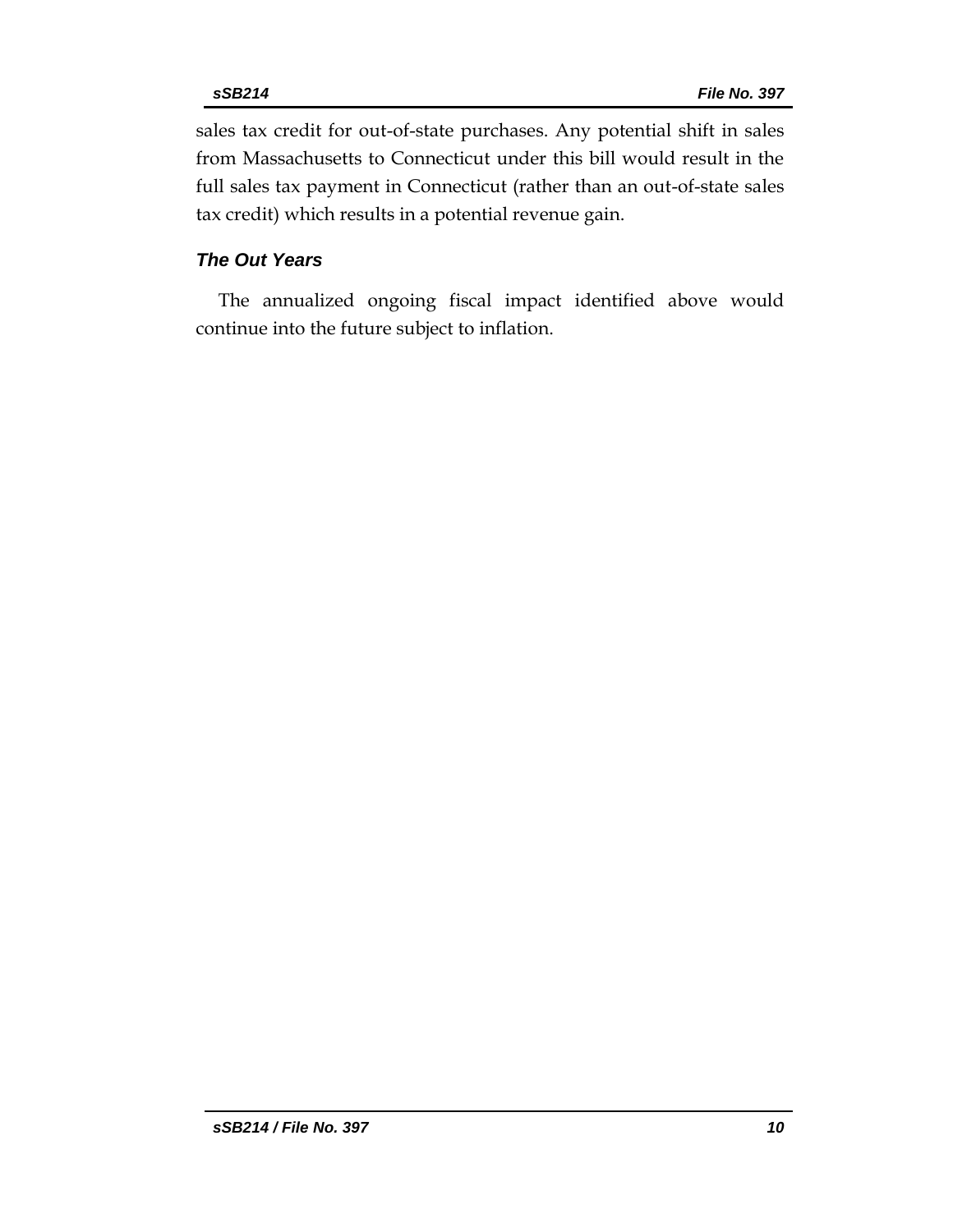sales tax credit for out-of-state purchases. Any potential shift in sales from Massachusetts to Connecticut under this bill would result in the full sales tax payment in Connecticut (rather than an out-of-state sales tax credit) which results in a potential revenue gain.

### *The Out Years*

The annualized ongoing fiscal impact identified above would continue into the future subject to inflation.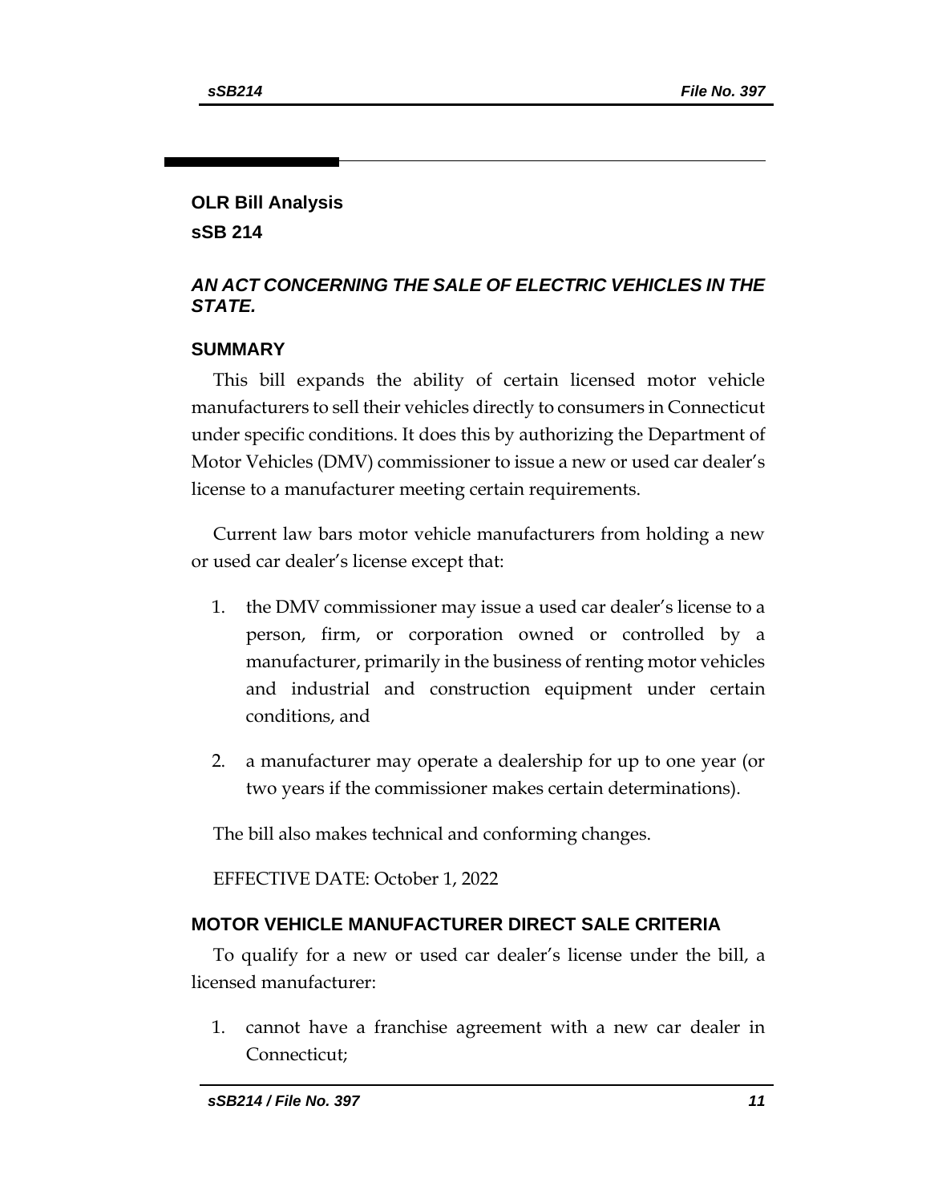## OLR Bill Analysis

## sSB 214

### *AN ACT CONCERNING THE SALE OF ELECTRIC VEHICLES IN THE STATE.*

### SUMMARY

This bill expands the ability of certain licensed motor vehicle manufacturers to sell their vehicles directly to consumers in Connecticut under specific conditions. It does this by authorizing the Department of Motor Vehicles (DMV) commissioner to issue a new or used car dealer's license to a manufacturer meeting certain requirements.

Current law bars motor vehicle manufacturers from holding a new or used car dealer's license except that:

1. the DMV commissioner may issue a used car dealer's license to a person, firm, or corporation owned or controlled by a manufacturer, primarily in the business of renting motor vehicles and industrial and construction equipment under certain conditions, and
2. a manufacturer may operate a dealership for up to one year (or two years if the commissioner makes certain determinations).

The bill also makes technical and conforming changes.

EFFECTIVE DATE: October 1, 2022

### MOTOR VEHICLE MANUFACTURER DIRECT SALE CRITERIA

To qualify for a new or used car dealer's license under the bill, a licensed manufacturer:

1. cannot have a franchise agreement with a new car dealer in Connecticut;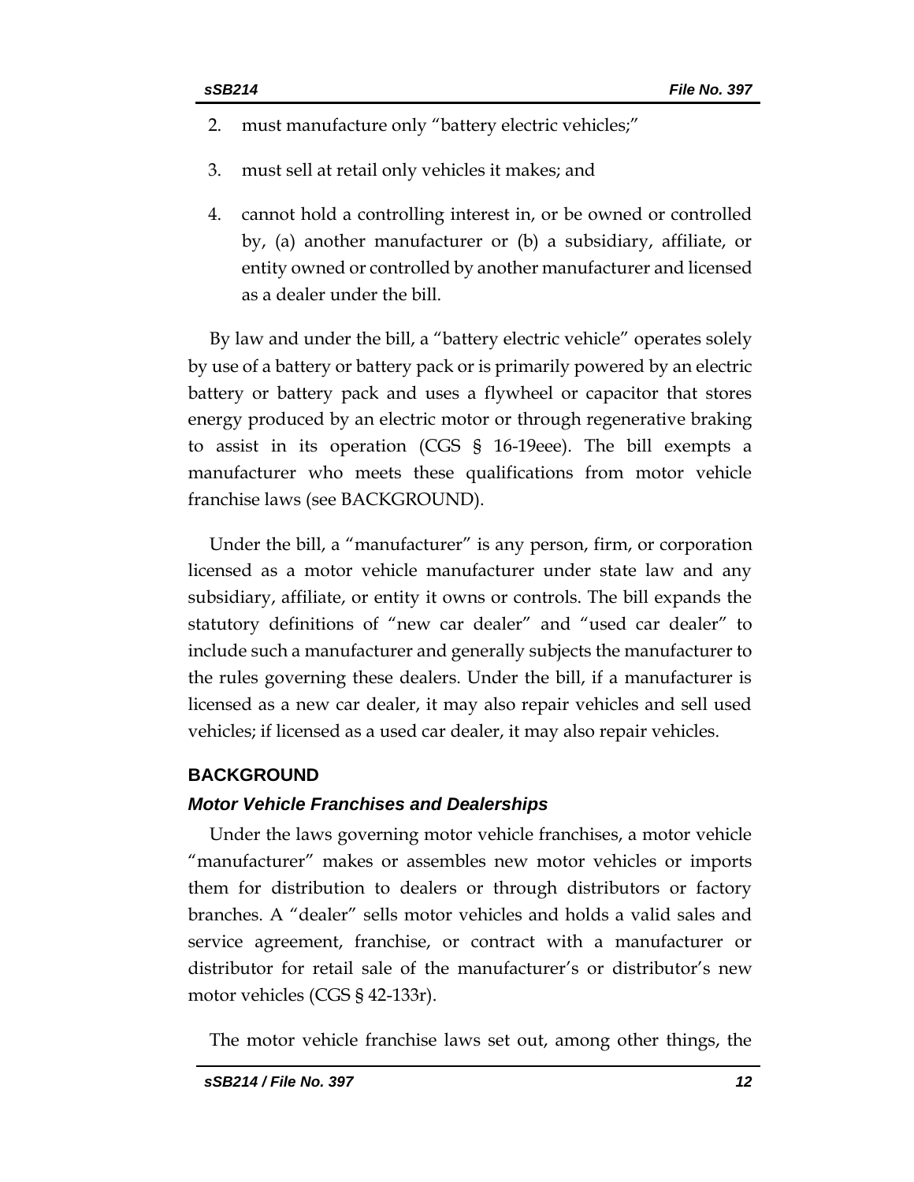2. must manufacture only "battery electric vehicles;"
3. must sell at retail only vehicles it makes; and
4. cannot hold a controlling interest in, or be owned or controlled by, (a) another manufacturer or (b) a subsidiary, affiliate, or entity owned or controlled by another manufacturer and licensed as a dealer under the bill.

By law and under the bill, a "battery electric vehicle" operates solely by use of a battery or battery pack or is primarily powered by an electric battery or battery pack and uses a flywheel or capacitor that stores energy produced by an electric motor or through regenerative braking to assist in its operation (CGS § 16-19eee). The bill exempts a manufacturer who meets these qualifications from motor vehicle franchise laws (see BACKGROUND).

Under the bill, a "manufacturer" is any person, firm, or corporation licensed as a motor vehicle manufacturer under state law and any subsidiary, affiliate, or entity it owns or controls. The bill expands the statutory definitions of "new car dealer" and "used car dealer" to include such a manufacturer and generally subjects the manufacturer to the rules governing these dealers. Under the bill, if a manufacturer is licensed as a new car dealer, it may also repair vehicles and sell used vehicles; if licensed as a used car dealer, it may also repair vehicles.

## BACKGROUND

### *Motor Vehicle Franchises and Dealerships*

Under the laws governing motor vehicle franchises, a motor vehicle "manufacturer" makes or assembles new motor vehicles or imports them for distribution to dealers or through distributors or factory branches. A "dealer" sells motor vehicles and holds a valid sales and service agreement, franchise, or contract with a manufacturer or distributor for retail sale of the manufacturer's or distributor's new motor vehicles (CGS § 42-133r).

The motor vehicle franchise laws set out, among other things, the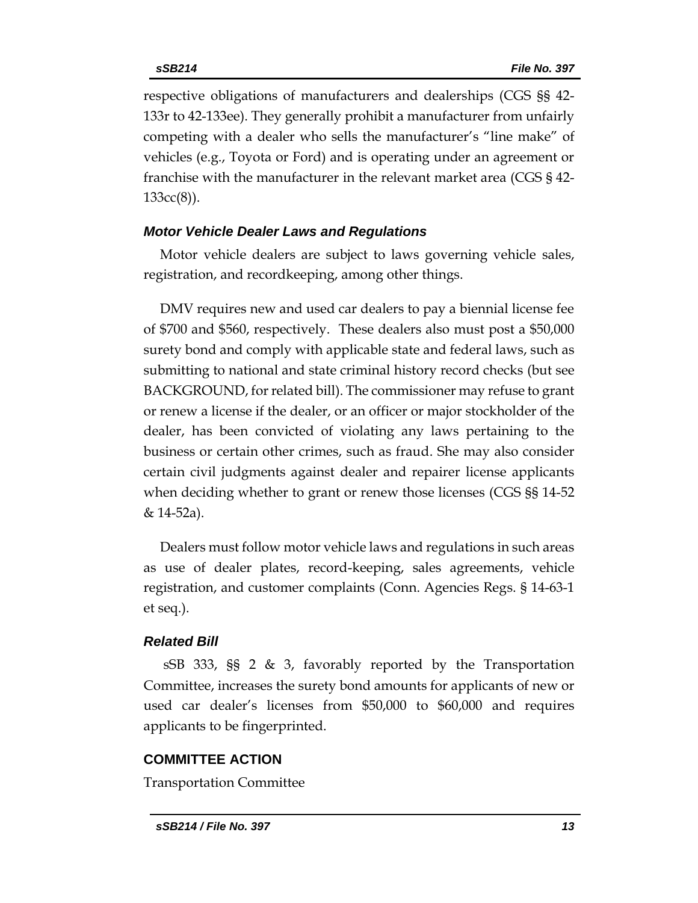respective obligations of manufacturers and dealerships (CGS §§ 42-133r to 42-133ee). They generally prohibit a manufacturer from unfairly competing with a dealer who sells the manufacturer's "line make" of vehicles (e.g., Toyota or Ford) and is operating under an agreement or franchise with the manufacturer in the relevant market area (CGS § 42-133cc(8)).

### *Motor Vehicle Dealer Laws and Regulations*

Motor vehicle dealers are subject to laws governing vehicle sales, registration, and recordkeeping, among other things.

DMV requires new and used car dealers to pay a biennial license fee of $700 and $560, respectively. These dealers also must post a $50,000 surety bond and comply with applicable state and federal laws, such as submitting to national and state criminal history record checks (but see BACKGROUND, for related bill). The commissioner may refuse to grant or renew a license if the dealer, or an officer or major stockholder of the dealer, has been convicted of violating any laws pertaining to the business or certain other crimes, such as fraud. She may also consider certain civil judgments against dealer and repairer license applicants when deciding whether to grant or renew those licenses (CGS §§ 14-52 & 14-52a).

Dealers must follow motor vehicle laws and regulations in such areas as use of dealer plates, record-keeping, sales agreements, vehicle registration, and customer complaints (Conn. Agencies Regs. § 14-63-1 et seq.).

### *Related Bill*

sSB 333, §§ 2 & 3, favorably reported by the Transportation Committee, increases the surety bond amounts for applicants of new or used car dealer's licenses from $50,000 to $60,000 and requires applicants to be fingerprinted.

## COMMITTEE ACTION

Transportation Committee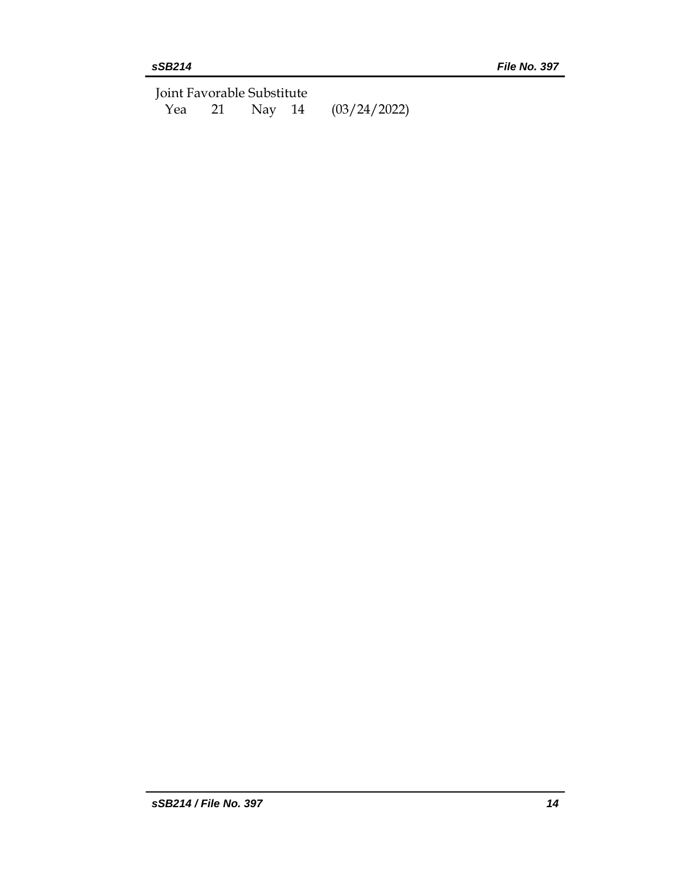Joint Favorable Substitute
Yea 21 Nay 14 (03/24/2022)